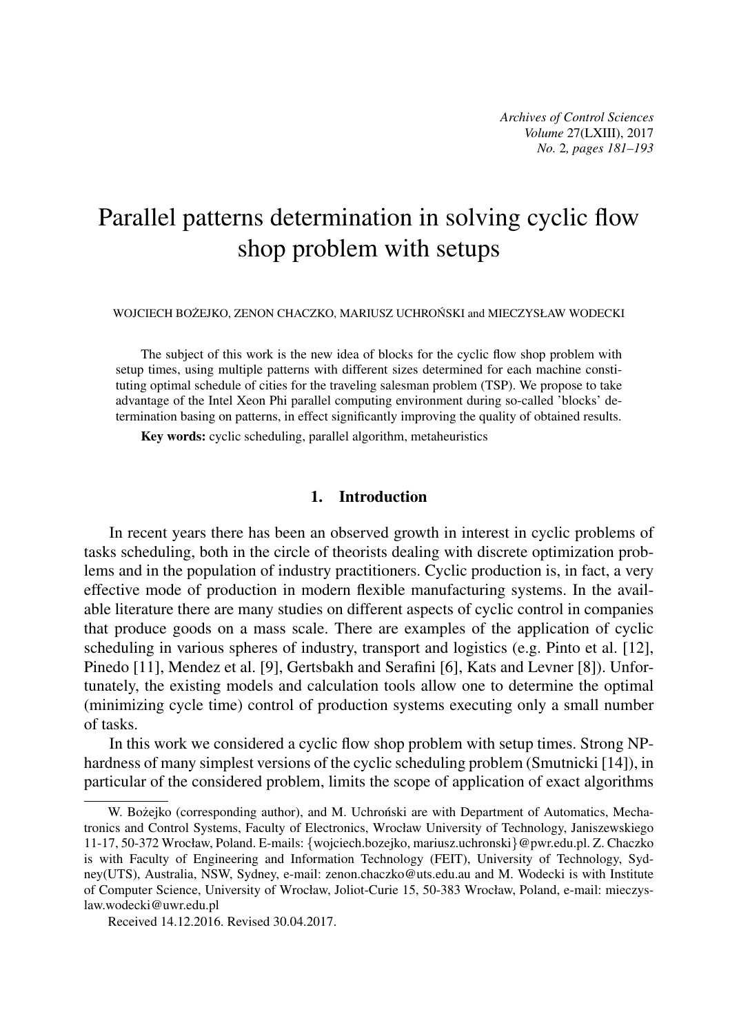# Parallel patterns determination in solving cyclic flow shop problem with setups

WOJCIECH BOŻEJKO, ZENON CHACZKO, MARIUSZ UCHROŃSKI and MIECZYSŁAW WODECKI

The subject of this work is the new idea of blocks for the cyclic flow shop problem with setup times, using multiple patterns with different sizes determined for each machine constituting optimal schedule of cities for the traveling salesman problem (TSP). We propose to take advantage of the Intel Xeon Phi parallel computing environment during so-called 'blocks' determination basing on patterns, in effect significantly improving the quality of obtained results.

**Key words:** cyclic scheduling, parallel algorithm, metaheuristics

## 1. Introduction

In recent years there has been an observed growth in interest in cyclic problems of tasks scheduling, both in the circle of theorists dealing with discrete optimization problems and in the population of industry practitioners. Cyclic production is, in fact, a very effective mode of production in modern flexible manufacturing systems. In the available literature there are many studies on different aspects of cyclic control in companies that produce goods on a mass scale. There are examples of the application of cyclic scheduling in various spheres of industry, transport and logistics (e.g. Pinto et al. [12], Pinedo [11], Mendez et al. [9], Gertsbakh and Serafini [6], Kats and Levner [8]). Unfortunately, the existing models and calculation tools allow one to determine the optimal (minimizing cycle time) control of production systems executing only a small number of tasks.

In this work we considered a cyclic flow shop problem with setup times. Strong NP-hardness of many simplest versions of the cyclic scheduling problem (Smutnicki [14]), in particular of the considered problem, limits the scope of application of exact algorithms

---

W. Bożejko (corresponding author), and M. Uchroński are with Department of Automatics, Mechatronics and Control Systems, Faculty of Electronics, Wrocław University of Technology, Janiszewskiego 11-17, 50-372 Wrocław, Poland. E-mails: {wojciech.bozejko, mariusz.uchronski}@pwr.edu.pl. Z. Chaczko is with Faculty of Engineering and Information Technology (FEIT), University of Technology, Sydney(UTS), Australia, NSW, Sydney, e-mail: zenon.chaczko@uts.edu.au and M. Wodecki is with Institute of Computer Science, University of Wrocław, Joliot-Curie 15, 50-383 Wrocław, Poland, e-mail: mieczyslaw.wodecki@uwr.edu.pl

Received 14.12.2016. Revised 30.04.2017.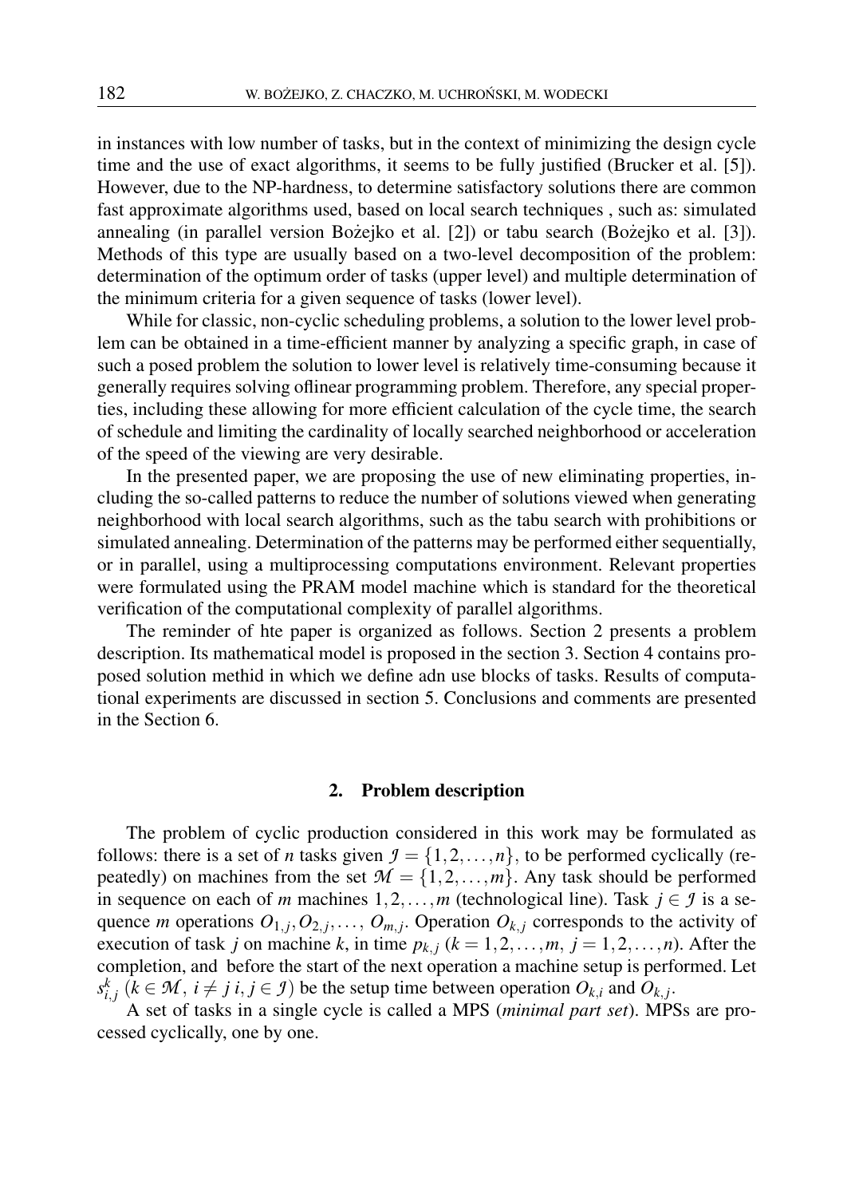in instances with low number of tasks, but in the context of minimizing the design cycle time and the use of exact algorithms, it seems to be fully justified (Brucker et al. [5]). However, due to the NP-hardness, to determine satisfactory solutions there are common fast approximate algorithms used, based on local search techniques , such as: simulated annealing (in parallel version Bożejko et al. [2]) or tabu search (Bożejko et al. [3]). Methods of this type are usually based on a two-level decomposition of the problem: determination of the optimum order of tasks (upper level) and multiple determination of the minimum criteria for a given sequence of tasks (lower level).

While for classic, non-cyclic scheduling problems, a solution to the lower level problem can be obtained in a time-efficient manner by analyzing a specific graph, in case of such a posed problem the solution to lower level is relatively time-consuming because it generally requires solving oflinear programming problem. Therefore, any special properties, including these allowing for more efficient calculation of the cycle time, the search of schedule and limiting the cardinality of locally searched neighborhood or acceleration of the speed of the viewing are very desirable.

In the presented paper, we are proposing the use of new eliminating properties, including the so-called patterns to reduce the number of solutions viewed when generating neighborhood with local search algorithms, such as the tabu search with prohibitions or simulated annealing. Determination of the patterns may be performed either sequentially, or in parallel, using a multiprocessing computations environment. Relevant properties were formulated using the PRAM model machine which is standard for the theoretical verification of the computational complexity of parallel algorithms.

The reminder of hte paper is organized as follows. Section 2 presents a problem description. Its mathematical model is proposed in the section 3. Section 4 contains proposed solution methid in which we define adn use blocks of tasks. Results of computational experiments are discussed in section 5. Conclusions and comments are presented in the Section 6.

## 2. Problem description

The problem of cyclic production considered in this work may be formulated as follows: there is a set of $n$ tasks given $\mathcal{J} = \{1,2,\ldots,n\}$, to be performed cyclically (repeatedly) on machines from the set $\mathcal{M} = \{1,2,\ldots,m\}$. Any task should be performed in sequence on each of $m$ machines $1,2,\ldots,m$ (technological line). Task $j \in \mathcal{J}$ is a sequence $m$ operations $O_{1,j}, O_{2,j}, \ldots, O_{m,j}$. Operation $O_{k,j}$ corresponds to the activity of execution of task $j$ on machine $k$, in time $p_{k,j}$ $(k = 1,2,\ldots,m,\ j = 1,2,\ldots,n)$. After the completion, and before the start of the next operation a machine setup is performed. Let $s^k_{i,j}$ $(k \in \mathcal{M},\ i \neq j\ i,j \in \mathcal{J})$ be the setup time between operation $O_{k,i}$ and $O_{k,j}$.

A set of tasks in a single cycle is called a MPS (*minimal part set*). MPSs are processed cyclically, one by one.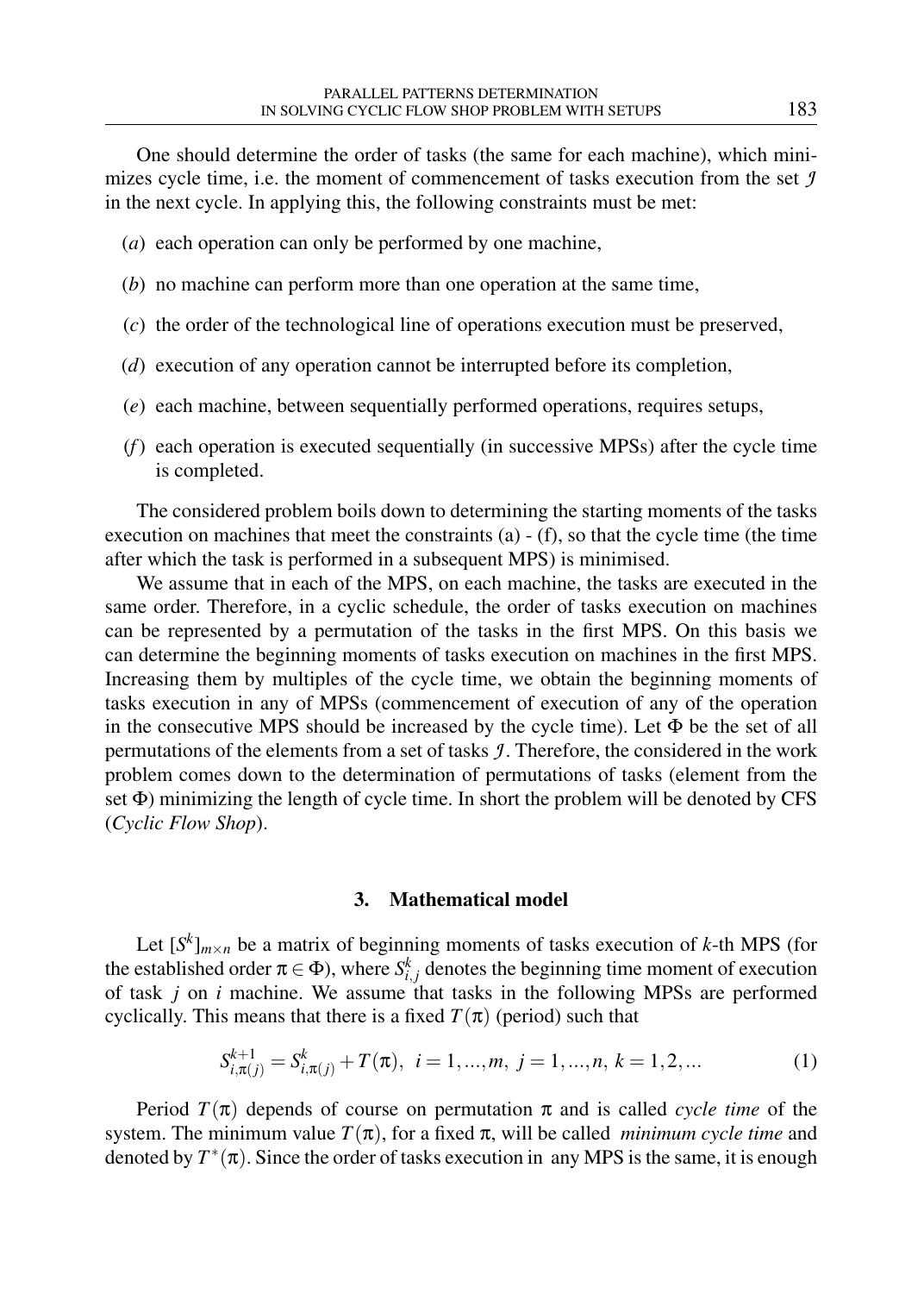One should determine the order of tasks (the same for each machine), which minimizes cycle time, i.e. the moment of commencement of tasks execution from the set $\mathcal{J}$ in the next cycle. In applying this, the following constraints must be met:

- (*a*) each operation can only be performed by one machine,
- (*b*) no machine can perform more than one operation at the same time,
- (*c*) the order of the technological line of operations execution must be preserved,
- (*d*) execution of any operation cannot be interrupted before its completion,
- (*e*) each machine, between sequentially performed operations, requires setups,
- (*f*) each operation is executed sequentially (in successive MPSs) after the cycle time is completed.

The considered problem boils down to determining the starting moments of the tasks execution on machines that meet the constraints (a) - (f), so that the cycle time (the time after which the task is performed in a subsequent MPS) is minimised.

We assume that in each of the MPS, on each machine, the tasks are executed in the same order. Therefore, in a cyclic schedule, the order of tasks execution on machines can be represented by a permutation of the tasks in the first MPS. On this basis we can determine the beginning moments of tasks execution on machines in the first MPS. Increasing them by multiples of the cycle time, we obtain the beginning moments of tasks execution in any of MPSs (commencement of execution of any of the operation in the consecutive MPS should be increased by the cycle time). Let $\Phi$ be the set of all permutations of the elements from a set of tasks $\mathcal{J}$. Therefore, the considered in the work problem comes down to the determination of permutations of tasks (element from the set $\Phi$) minimizing the length of cycle time. In short the problem will be denoted by CFS (*Cyclic Flow Shop*).

## 3. Mathematical model

Let $[S^k]_{m\times n}$ be a matrix of beginning moments of tasks execution of $k$-th MPS (for the established order $\pi \in \Phi$), where $S^k_{i,j}$ denotes the beginning time moment of execution of task $j$ on $i$ machine. We assume that tasks in the following MPSs are performed cyclically. This means that there is a fixed $T(\pi)$ (period) such that

$$S^{k+1}_{i,\pi(j)} = S^k_{i,\pi(j)} + T(\pi), \ i = 1,...,m, \ j = 1,...,n, \ k = 1,2,... \tag{1}$$

Period $T(\pi)$ depends of course on permutation $\pi$ and is called *cycle time* of the system. The minimum value $T(\pi)$, for a fixed $\pi$, will be called *minimum cycle time* and denoted by $T^*(\pi)$. Since the order of tasks execution in any MPS is the same, it is enough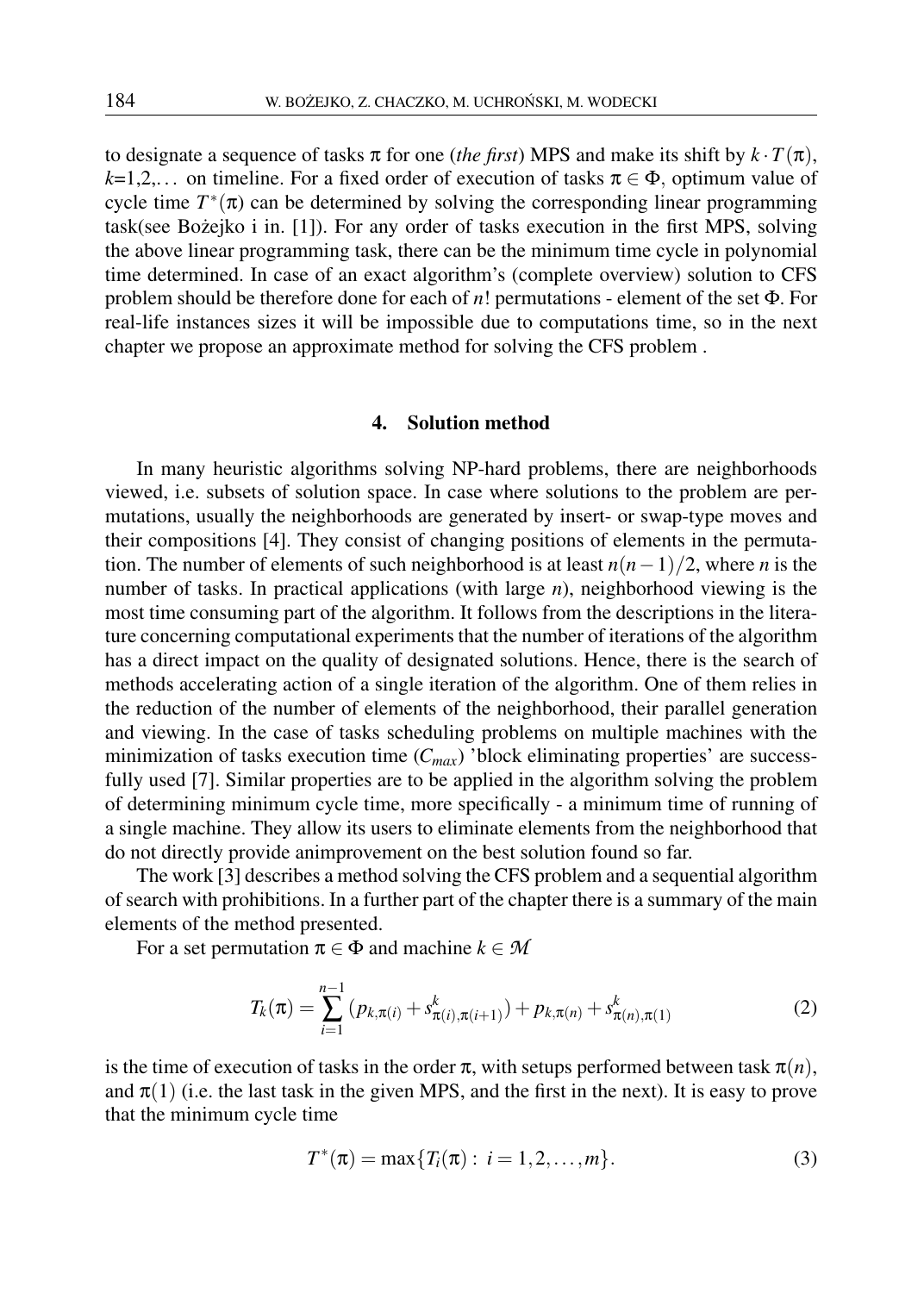to designate a sequence of tasks $\pi$ for one (*the first*) MPS and make its shift by $k \cdot T(\pi)$, $k$=1,2,... on timeline. For a fixed order of execution of tasks $\pi \in \Phi$, optimum value of cycle time $T^*(\pi)$ can be determined by solving the corresponding linear programming task(see Bożejko i in. [1]). For any order of tasks execution in the first MPS, solving the above linear programming task, there can be the minimum time cycle in polynomial time determined. In case of an exact algorithm's (complete overview) solution to CFS problem should be therefore done for each of $n!$ permutations - element of the set $\Phi$. For real-life instances sizes it will be impossible due to computations time, so in the next chapter we propose an approximate method for solving the CFS problem .

## 4. Solution method

In many heuristic algorithms solving NP-hard problems, there are neighborhoods viewed, i.e. subsets of solution space. In case where solutions to the problem are permutations, usually the neighborhoods are generated by insert- or swap-type moves and their compositions [4]. They consist of changing positions of elements in the permutation. The number of elements of such neighborhood is at least $n(n-1)/2$, where $n$ is the number of tasks. In practical applications (with large $n$), neighborhood viewing is the most time consuming part of the algorithm. It follows from the descriptions in the literature concerning computational experiments that the number of iterations of the algorithm has a direct impact on the quality of designated solutions. Hence, there is the search of methods accelerating action of a single iteration of the algorithm. One of them relies in the reduction of the number of elements of the neighborhood, their parallel generation and viewing. In the case of tasks scheduling problems on multiple machines with the minimization of tasks execution time ($C_{max}$) 'block eliminating properties' are successfully used [7]. Similar properties are to be applied in the algorithm solving the problem of determining minimum cycle time, more specifically - a minimum time of running of a single machine. They allow its users to eliminate elements from the neighborhood that do not directly provide animprovement on the best solution found so far.

The work [3] describes a method solving the CFS problem and a sequential algorithm of search with prohibitions. In a further part of the chapter there is a summary of the main elements of the method presented.

For a set permutation $\pi \in \Phi$ and machine $k \in \mathcal{M}$

$$T_k(\pi) = \sum_{i=1}^{n-1} (p_{k,\pi(i)} + s^k_{\pi(i),\pi(i+1)}) + p_{k,\pi(n)} + s^k_{\pi(n),\pi(1)} \tag{2}$$

is the time of execution of tasks in the order $\pi$, with setups performed between task $\pi(n)$, and $\pi(1)$ (i.e. the last task in the given MPS, and the first in the next). It is easy to prove that the minimum cycle time

$$T^*(\pi) = \max\{T_i(\pi) : \ i = 1,2,\ldots,m\}. \tag{3}$$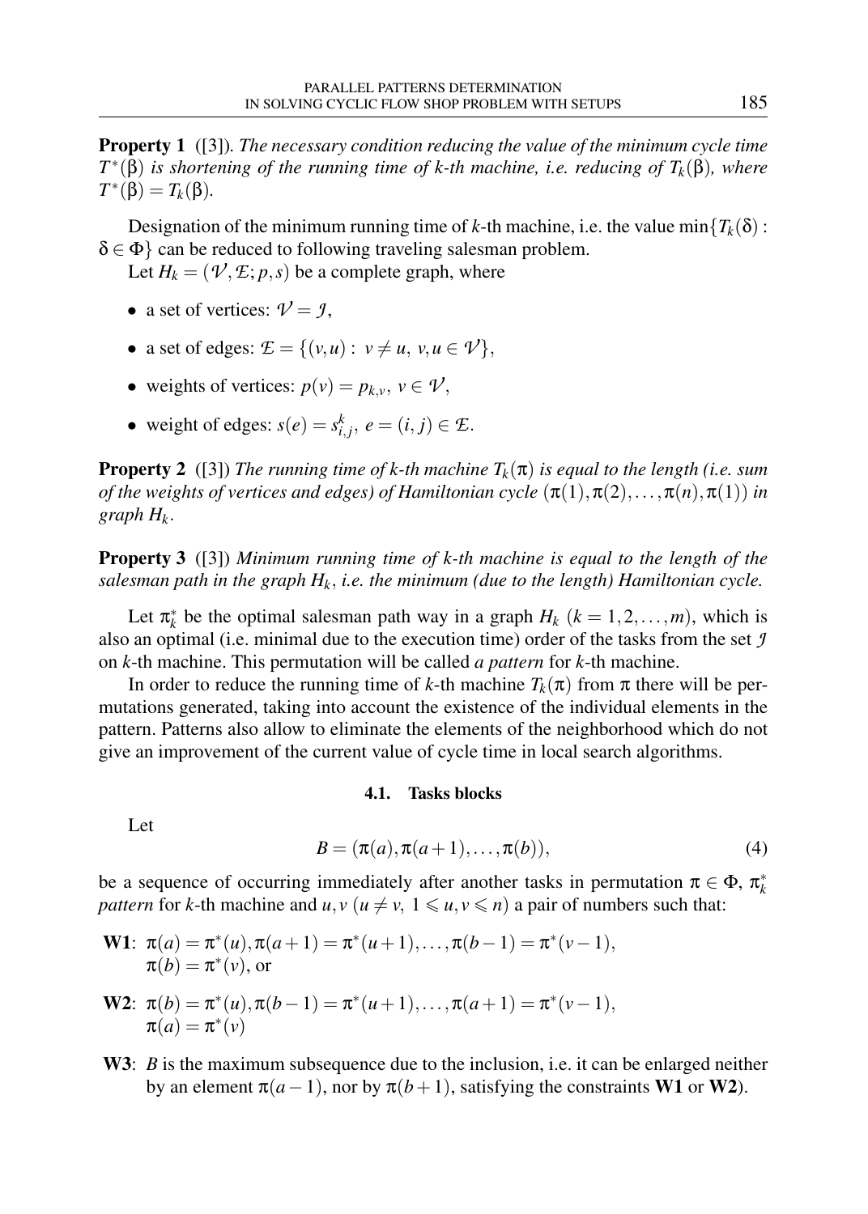**Property 1** ([3]). *The necessary condition reducing the value of the minimum cycle time $T^*(\beta)$ is shortening of the running time of k-th machine, i.e. reducing of $T_k(\beta)$, where $T^*(\beta) = T_k(\beta)$.*

Designation of the minimum running time of *k*-th machine, i.e. the value $\min\{T_k(\delta) : \delta \in \Phi\}$ can be reduced to following traveling salesman problem.

Let $H_k = (\mathcal{V}, \mathcal{E}; p, s)$ be a complete graph, where

- a set of vertices: $\mathcal{V} = \mathcal{J}$,
- a set of edges: $\mathcal{E} = \{(v,u) : v \neq u,\ v,u \in \mathcal{V}\}$,
- weights of vertices: $p(v) = p_{k,v},\ v \in \mathcal{V}$,
- weight of edges: $s(e) = s^k_{i,j},\ e = (i,j) \in \mathcal{E}$.

**Property 2** ([3]) *The running time of k-th machine $T_k(\pi)$ is equal to the length (i.e. sum of the weights of vertices and edges) of Hamiltonian cycle $(\pi(1), \pi(2), \ldots, \pi(n), \pi(1))$ in graph $H_k$.*

**Property 3** ([3]) *Minimum running time of k-th machine is equal to the length of the salesman path in the graph $H_k$, i.e. the minimum (due to the length) Hamiltonian cycle.*

Let $\pi^*_k$ be the optimal salesman path way in a graph $H_k$ $(k = 1,2,\ldots,m)$, which is also an optimal (i.e. minimal due to the execution time) order of the tasks from the set $\mathcal{J}$ on *k*-th machine. This permutation will be called *a pattern* for *k*-th machine.

In order to reduce the running time of *k*-th machine $T_k(\pi)$ from $\pi$ there will be permutations generated, taking into account the existence of the individual elements in the pattern. Patterns also allow to eliminate the elements of the neighborhood which do not give an improvement of the current value of cycle time in local search algorithms.

### 4.1. Tasks blocks

Let

$$B = (\pi(a), \pi(a+1), \ldots, \pi(b)), \tag{4}$$

be a sequence of occurring immediately after another tasks in permutation $\pi \in \Phi$, $\pi^*_k$ *pattern* for *k*-th machine and $u, v$ $(u \neq v,\ 1 \leqslant u, v \leqslant n)$ a pair of numbers such that:

**W1**: $\pi(a) = \pi^*(u), \pi(a+1) = \pi^*(u+1), \ldots, \pi(b-1) = \pi^*(v-1)$, $\pi(b) = \pi^*(v)$, or

**W2**: $\pi(b) = \pi^*(u), \pi(b-1) = \pi^*(u+1), \ldots, \pi(a+1) = \pi^*(v-1)$, $\pi(a) = \pi^*(v)$

**W3**: $B$ is the maximum subsequence due to the inclusion, i.e. it can be enlarged neither by an element $\pi(a-1)$, nor by $\pi(b+1)$, satisfying the constraints **W1** or **W2**).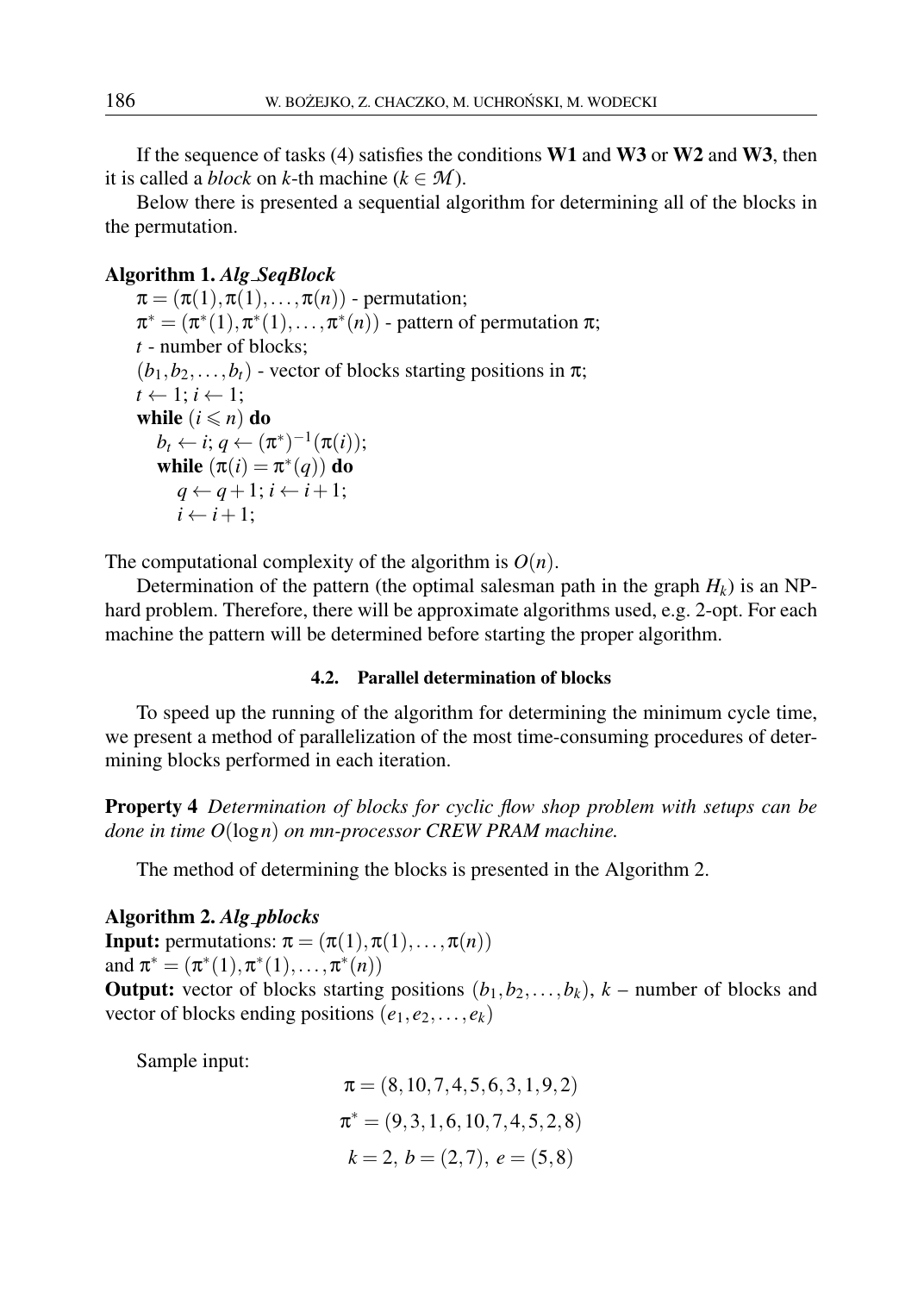If the sequence of tasks (4) satisfies the conditions **W1** and **W3** or **W2** and **W3**, then it is called a *block* on $k$-th machine ($k \in \mathcal{M}$).

Below there is presented a sequential algorithm for determining all of the blocks in the permutation.

**Algorithm 1.** ***Alg_SeqBlock***

$\pi = (\pi(1), \pi(1), \ldots, \pi(n))$ - permutation;
$\pi^* = (\pi^*(1), \pi^*(1), \ldots, \pi^*(n))$ - pattern of permutation $\pi$;
$t$ - number of blocks;
$(b_1, b_2, \ldots, b_t)$ - vector of blocks starting positions in $\pi$;
$t \leftarrow 1; i \leftarrow 1;$
**while** $(i \leqslant n)$ **do**
  $b_t \leftarrow i; q \leftarrow (\pi^*)^{-1}(\pi(i));$
  **while** $(\pi(i) = \pi^*(q))$ **do**
    $q \leftarrow q+1; i \leftarrow i+1;$
    $i \leftarrow i+1;$

The computational complexity of the algorithm is $O(n)$.

Determination of the pattern (the optimal salesman path in the graph $H_k$) is an NP-hard problem. Therefore, there will be approximate algorithms used, e.g. 2-opt. For each machine the pattern will be determined before starting the proper algorithm.

### 4.2. Parallel determination of blocks

To speed up the running of the algorithm for determining the minimum cycle time, we present a method of parallelization of the most time-consuming procedures of determining blocks performed in each iteration.

**Property 4** *Determination of blocks for cyclic flow shop problem with setups can be done in time $O(\log n)$ on mn-processor CREW PRAM machine.*

The method of determining the blocks is presented in the Algorithm 2.

**Algorithm 2.** ***Alg_pblocks***
**Input:** permutations: $\pi = (\pi(1), \pi(1), \ldots, \pi(n))$
and $\pi^* = (\pi^*(1), \pi^*(1), \ldots, \pi^*(n))$
**Output:** vector of blocks starting positions $(b_1, b_2, \ldots, b_k)$, $k$ – number of blocks and vector of blocks ending positions $(e_1, e_2, \ldots, e_k)$

Sample input:

$$\pi = (8, 10, 7, 4, 5, 6, 3, 1, 9, 2)$$

$$\pi^* = (9, 3, 1, 6, 10, 7, 4, 5, 2, 8)$$

$$k = 2,\ b = (2, 7),\ e = (5, 8)$$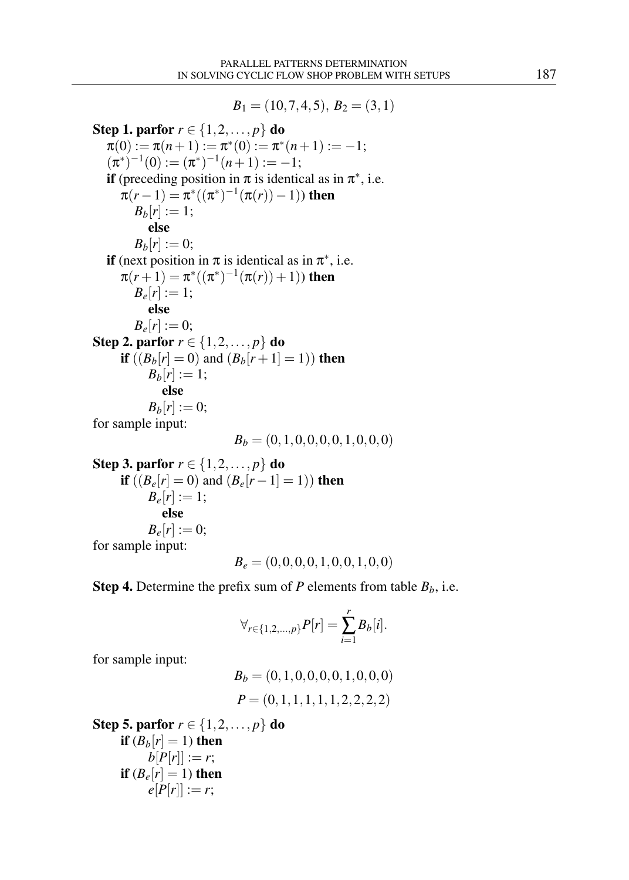$$B_1 = (10, 7, 4, 5),\ B_2 = (3, 1)$$

**Step 1. parfor** $r \in \{1, 2, \ldots, p\}$ **do**
  $\pi(0) := \pi(n+1) := \pi^*(0) := \pi^*(n+1) := -1;$
  $(\pi^*)^{-1}(0) := (\pi^*)^{-1}(n+1) := -1;$
  **if** (preceding position in $\pi$ is identical as in $\pi^*$, i.e.
    $\pi(r-1) = \pi^*((\pi^*)^{-1}(\pi(r)) - 1)$) **then**
      $B_b[r] := 1;$
      **else**
      $B_b[r] := 0;$
  **if** (next position in $\pi$ is identical as in $\pi^*$, i.e.
    $\pi(r+1) = \pi^*((\pi^*)^{-1}(\pi(r)) + 1)$) **then**
      $B_e[r] := 1;$
      **else**
      $B_e[r] := 0;$

**Step 2. parfor** $r \in \{1, 2, \ldots, p\}$ **do**
    **if** $((B_b[r] = 0)$ and $(B_b[r+1] = 1))$ **then**
      $B_b[r] := 1;$
      **else**
      $B_b[r] := 0;$

for sample input:

$$B_b = (0, 1, 0, 0, 0, 0, 1, 0, 0, 0)$$

**Step 3. parfor** $r \in \{1, 2, \ldots, p\}$ **do**
    **if** $((B_e[r] = 0)$ and $(B_e[r-1] = 1))$ **then**
      $B_e[r] := 1;$
      **else**
      $B_e[r] := 0;$

for sample input:

$$B_e = (0, 0, 0, 0, 1, 0, 0, 1, 0, 0)$$

**Step 4.** Determine the prefix sum of $P$ elements from table $B_b$, i.e.

$$\forall_{r \in \{1, 2, \ldots, p\}} P[r] = \sum_{i=1}^{r} B_b[i].$$

for sample input:

$$B_b = (0, 1, 0, 0, 0, 0, 1, 0, 0, 0)$$

$$P = (0, 1, 1, 1, 1, 1, 2, 2, 2, 2)$$

**Step 5. parfor** $r \in \{1, 2, \ldots, p\}$ **do**
    **if** $(B_b[r] = 1)$ **then**
      $b[P[r]] := r;$
    **if** $(B_e[r] = 1)$ **then**
      $e[P[r]] := r;$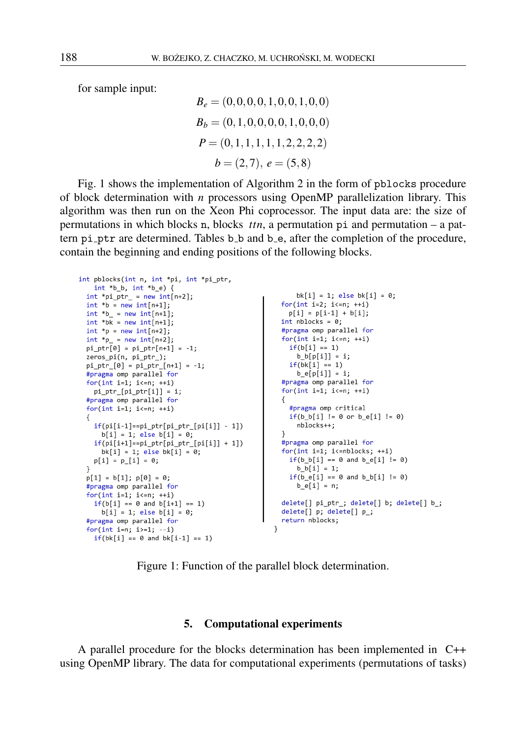for sample input:

$$B_e = (0,0,0,0,1,0,0,1,0,0)$$

$$B_b = (0,1,0,0,0,0,1,0,0,0)$$

$$P = (0,1,1,1,1,1,2,2,2,2)$$

$$b = (2,7),\ e = (5,8)$$

Fig. 1 shows the implementation of Algorithm 2 in the form of `pblocks` procedure of block determination with $n$ processors using OpenMP parallelization library. This algorithm was then run on the Xeon Phi coprocessor. The input data are: the size of permutations in which blocks `n`, blocks *ttn*, a permutation `pi` and permutation – a pattern `pi_ptr` are determined. Tables `b_b` and `b_e`, after the completion of the procedure, contain the beginning and ending positions of the following blocks.

```
int pblocks(int n, int *pi, int *pi_ptr,
    int *b_b, int *b_e) {
  int *pi_ptr_ = new int[n+2];
  int *b = new int[n+1];
  int *b_ = new int[n+1];
  int *bk = new int[n+1];
  int *p = new int[n+2];
  int *p_ = new int[n+2];
  pi_ptr[0] = pi_ptr[n+1] = -1;
  zeros_pi(n, pi_ptr_);
  pi_ptr_[0] = pi_ptr_[n+1] = -1;
  #pragma omp parallel for
  for(int i=1; i<=n; ++i)
    pi_ptr_[pi_ptr[i]] = i;
  #pragma omp parallel for
  for(int i=1; i<=n; ++i)
  {
    if(pi[i-1]==pi_ptr[pi_ptr_[pi[i]] - 1])
      b[i] = 1; else b[i] = 0;
    if(pi[i+1]==pi_ptr[pi_ptr_[pi[i]] + 1])
      bk[i] = 1; else bk[i] = 0;
    p[i] = p_[i] = 0;
  }
  p[1] = b[1]; p[0] = 0;
  #pragma omp parallel for
  for(int i=1; i<=n; ++i)
    if(b[i] == 0 and b[i+1] == 1)
      b[i] = 1; else b[i] = 0;
  #pragma omp parallel for
  for(int i=n; i>=1; --i)
    if(bk[i] == 0 and bk[i-1] == 1)
      bk[i] = 1; else bk[i] = 0;
  for(int i=2; i<=n; ++i)
    p[i] = p[i-1] + b[i];
  int nblocks = 0;
  #pragma omp parallel for
  for(int i=1; i<=n; ++i)
    if(b[i] == 1)
      b_b[p[i]] = i;
    if(bk[i] == 1)
      b_e[p[i]] = i;
  #pragma omp parallel for
  for(int i=1; i<=n; ++i)
  {
    #pragma omp critical
    if(b_b[i] != 0 or b_e[i] != 0)
      nblocks++;
  }
  #pragma omp parallel for
  for(int i=1; i<=nblocks; ++i)
    if(b_b[i] == 0 and b_e[i] != 0)
      b_b[i] = 1;
    if(b_e[i] == 0 and b_b[i] != 0)
      b_e[i] = n;

  delete[] pi_ptr_; delete[] b; delete[] b_;
  delete[] p; delete[] p_;
  return nblocks;
}
```

Figure 1: Function of the parallel block determination.

## 5. Computational experiments

A parallel procedure for the blocks determination has been implemented in C++ using OpenMP library. The data for computational experiments (permutations of tasks)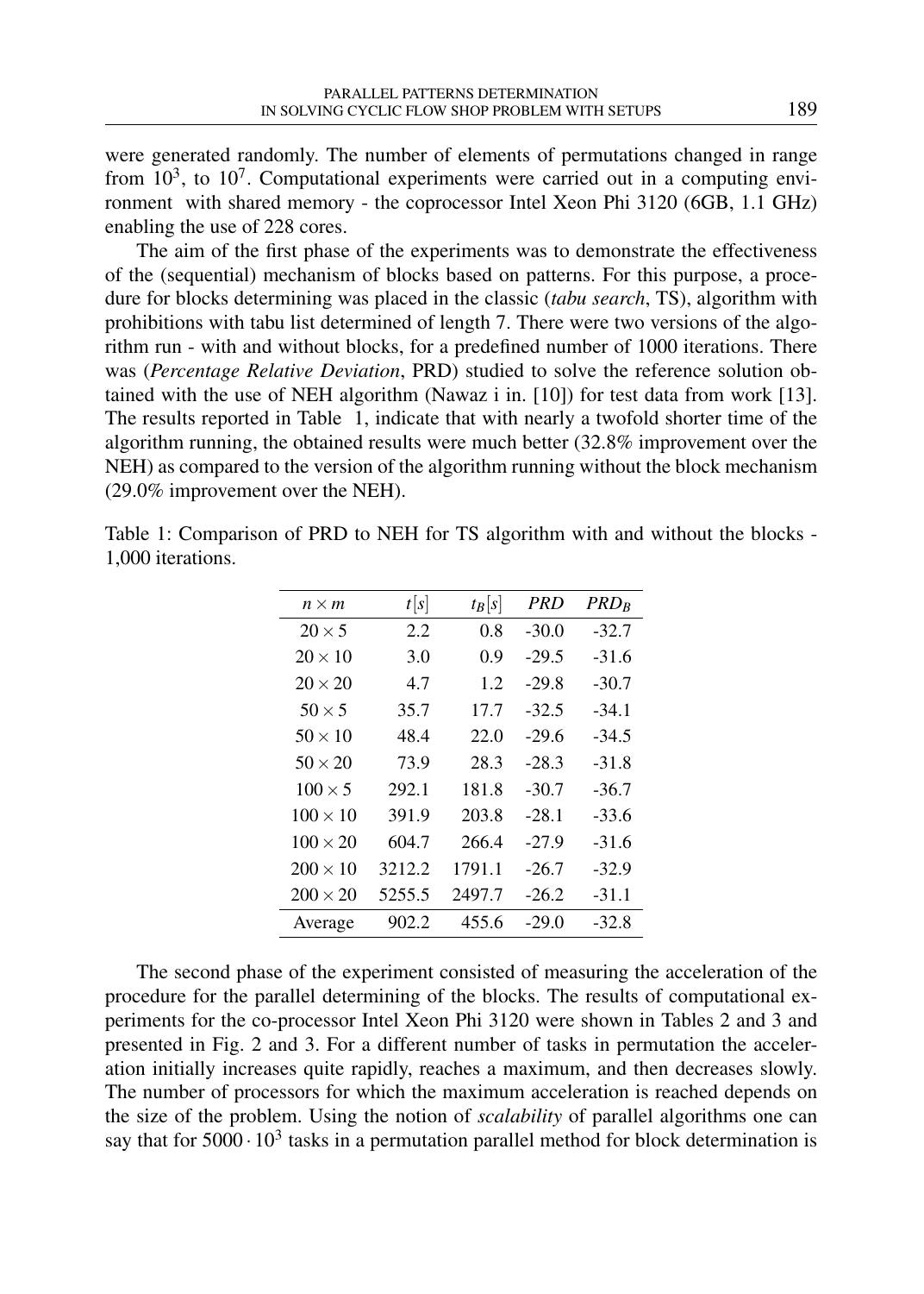were generated randomly. The number of elements of permutations changed in range from $10^3$, to $10^7$. Computational experiments were carried out in a computing environment with shared memory - the coprocessor Intel Xeon Phi 3120 (6GB, 1.1 GHz) enabling the use of 228 cores.

The aim of the first phase of the experiments was to demonstrate the effectiveness of the (sequential) mechanism of blocks based on patterns. For this purpose, a procedure for blocks determining was placed in the classic (*tabu search*, TS), algorithm with prohibitions with tabu list determined of length 7. There were two versions of the algorithm run - with and without blocks, for a predefined number of 1000 iterations. There was (*Percentage Relative Deviation*, PRD) studied to solve the reference solution obtained with the use of NEH algorithm (Nawaz i in. [10]) for test data from work [13]. The results reported in Table 1, indicate that with nearly a twofold shorter time of the algorithm running, the obtained results were much better (32.8% improvement over the NEH) as compared to the version of the algorithm running without the block mechanism (29.0% improvement over the NEH).

Table 1: Comparison of PRD to NEH for TS algorithm with and without the blocks - 1,000 iterations.

| $n \times m$ | $t[s]$ | $t_B[s]$ | $PRD$ | $PRD_B$ |
|---|---|---|---|---|
| $20 \times 5$ | 2.2 | 0.8 | -30.0 | -32.7 |
| $20 \times 10$ | 3.0 | 0.9 | -29.5 | -31.6 |
| $20 \times 20$ | 4.7 | 1.2 | -29.8 | -30.7 |
| $50 \times 5$ | 35.7 | 17.7 | -32.5 | -34.1 |
| $50 \times 10$ | 48.4 | 22.0 | -29.6 | -34.5 |
| $50 \times 20$ | 73.9 | 28.3 | -28.3 | -31.8 |
| $100 \times 5$ | 292.1 | 181.8 | -30.7 | -36.7 |
| $100 \times 10$ | 391.9 | 203.8 | -28.1 | -33.6 |
| $100 \times 20$ | 604.7 | 266.4 | -27.9 | -31.6 |
| $200 \times 10$ | 3212.2 | 1791.1 | -26.7 | -32.9 |
| $200 \times 20$ | 5255.5 | 2497.7 | -26.2 | -31.1 |
| Average | 902.2 | 455.6 | -29.0 | -32.8 |

The second phase of the experiment consisted of measuring the acceleration of the procedure for the parallel determining of the blocks. The results of computational experiments for the co-processor Intel Xeon Phi 3120 were shown in Tables 2 and 3 and presented in Fig. 2 and 3. For a different number of tasks in permutation the acceleration initially increases quite rapidly, reaches a maximum, and then decreases slowly. The number of processors for which the maximum acceleration is reached depends on the size of the problem. Using the notion of *scalability* of parallel algorithms one can say that for $5000 \cdot 10^3$ tasks in a permutation parallel method for block determination is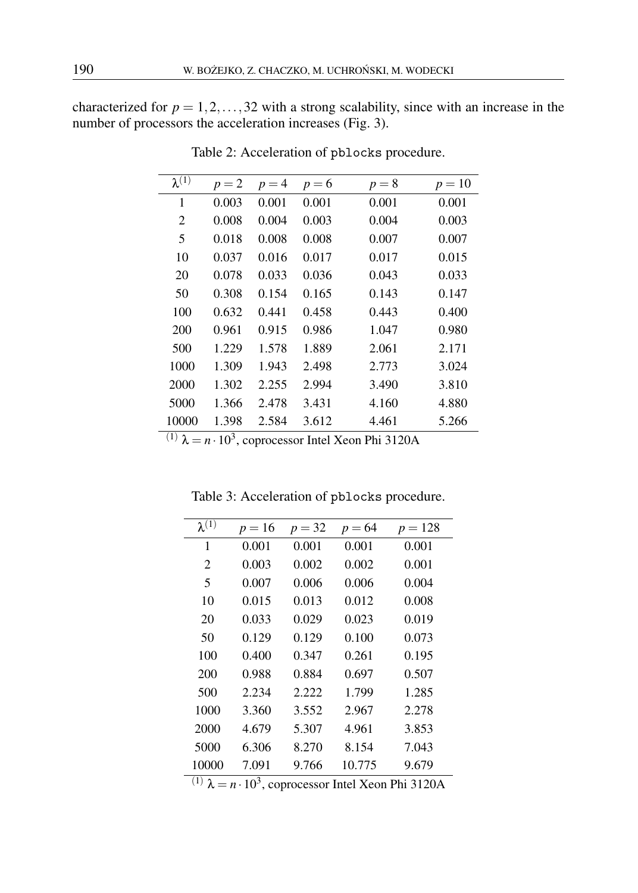characterized for $p = 1, 2, \ldots, 32$ with a strong scalability, since with an increase in the number of processors the acceleration increases (Fig. 3).

Table 2: Acceleration of `pblocks` procedure.

| $\lambda^{(1)}$ | $p=2$ | $p=4$ | $p=6$ | $p=8$ | $p=10$ |
|---|---|---|---|---|---|
| 1 | 0.003 | 0.001 | 0.001 | 0.001 | 0.001 |
| 2 | 0.008 | 0.004 | 0.003 | 0.004 | 0.003 |
| 5 | 0.018 | 0.008 | 0.008 | 0.007 | 0.007 |
| 10 | 0.037 | 0.016 | 0.017 | 0.017 | 0.015 |
| 20 | 0.078 | 0.033 | 0.036 | 0.043 | 0.033 |
| 50 | 0.308 | 0.154 | 0.165 | 0.143 | 0.147 |
| 100 | 0.632 | 0.441 | 0.458 | 0.443 | 0.400 |
| 200 | 0.961 | 0.915 | 0.986 | 1.047 | 0.980 |
| 500 | 1.229 | 1.578 | 1.889 | 2.061 | 2.171 |
| 1000 | 1.309 | 1.943 | 2.498 | 2.773 | 3.024 |
| 2000 | 1.302 | 2.255 | 2.994 | 3.490 | 3.810 |
| 5000 | 1.366 | 2.478 | 3.431 | 4.160 | 4.880 |
| 10000 | 1.398 | 2.584 | 3.612 | 4.461 | 5.266 |

(1) $\lambda = n \cdot 10^3$, coprocessor Intel Xeon Phi 3120A

Table 3: Acceleration of `pblocks` procedure.

| $\lambda^{(1)}$ | $p=16$ | $p=32$ | $p=64$ | $p=128$ |
|---|---|---|---|---|
| 1 | 0.001 | 0.001 | 0.001 | 0.001 |
| 2 | 0.003 | 0.002 | 0.002 | 0.001 |
| 5 | 0.007 | 0.006 | 0.006 | 0.004 |
| 10 | 0.015 | 0.013 | 0.012 | 0.008 |
| 20 | 0.033 | 0.029 | 0.023 | 0.019 |
| 50 | 0.129 | 0.129 | 0.100 | 0.073 |
| 100 | 0.400 | 0.347 | 0.261 | 0.195 |
| 200 | 0.988 | 0.884 | 0.697 | 0.507 |
| 500 | 2.234 | 2.222 | 1.799 | 1.285 |
| 1000 | 3.360 | 3.552 | 2.967 | 2.278 |
| 2000 | 4.679 | 5.307 | 4.961 | 3.853 |
| 5000 | 6.306 | 8.270 | 8.154 | 7.043 |
| 10000 | 7.091 | 9.766 | 10.775 | 9.679 |

(1) $\lambda = n \cdot 10^3$, coprocessor Intel Xeon Phi 3120A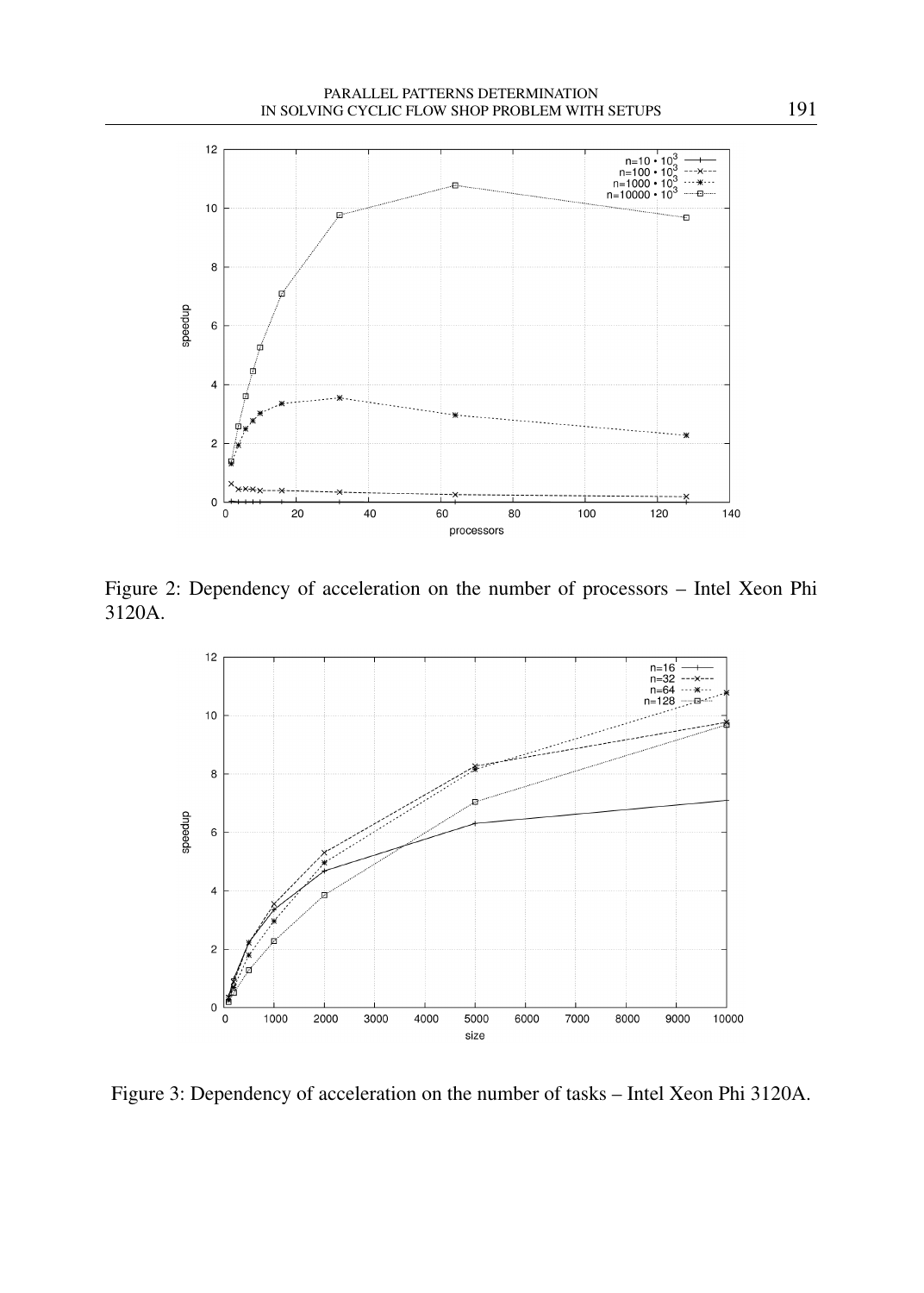Figure 2: Dependency of acceleration on the number of processors – Intel Xeon Phi 3120A.

Figure 3: Dependency of acceleration on the number of tasks – Intel Xeon Phi 3120A.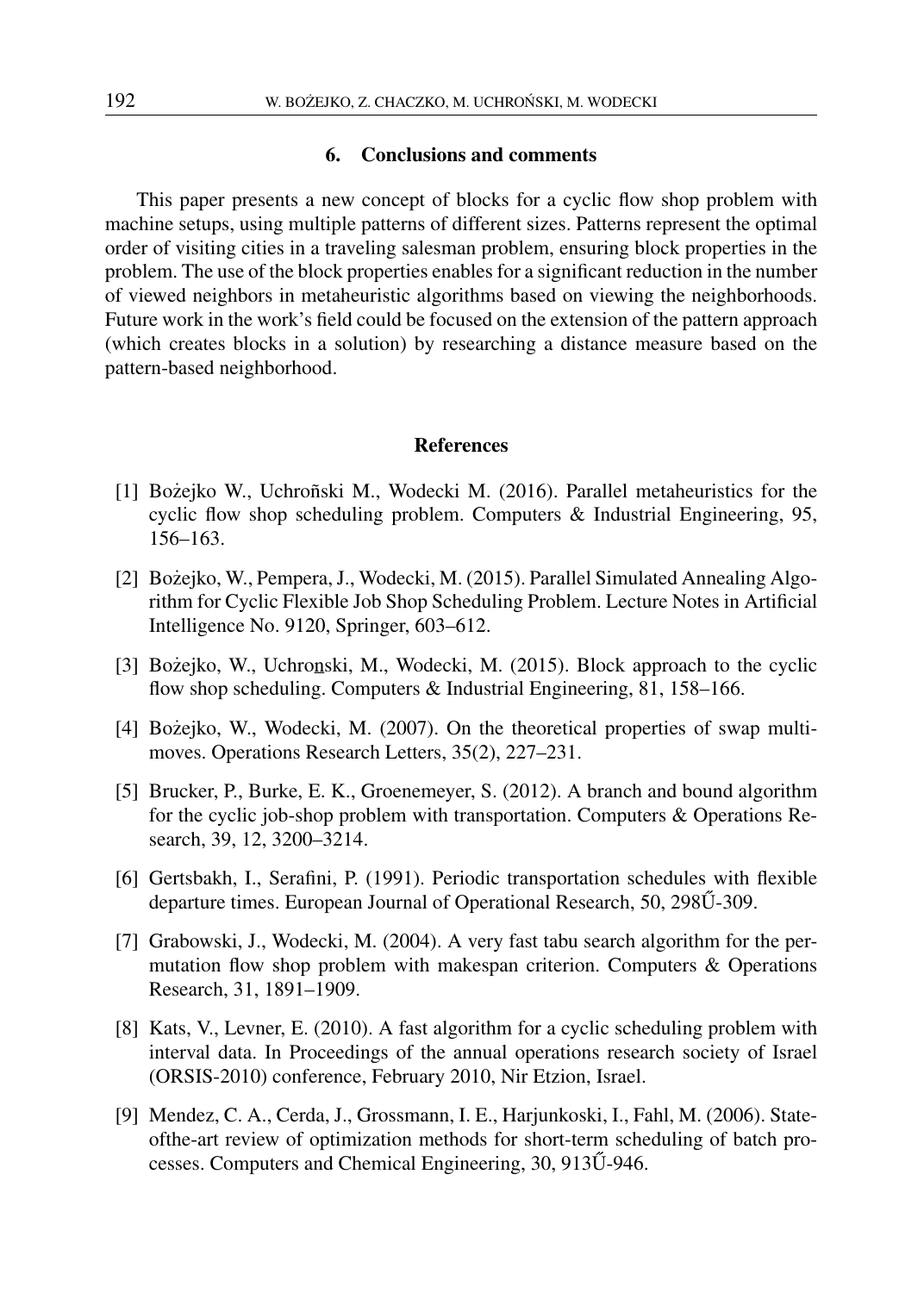## 6. Conclusions and comments

This paper presents a new concept of blocks for a cyclic flow shop problem with machine setups, using multiple patterns of different sizes. Patterns represent the optimal order of visiting cities in a traveling salesman problem, ensuring block properties in the problem. The use of the block properties enables for a significant reduction in the number of viewed neighbors in metaheuristic algorithms based on viewing the neighborhoods. Future work in the work's field could be focused on the extension of the pattern approach (which creates blocks in a solution) by researching a distance measure based on the pattern-based neighborhood.

## References

[1] Bożejko W., Uchroñski M., Wodecki M. (2016). Parallel metaheuristics for the cyclic flow shop scheduling problem. Computers & Industrial Engineering, 95, 156–163.

[2] Bożejko, W., Pempera, J., Wodecki, M. (2015). Parallel Simulated Annealing Algorithm for Cyclic Flexible Job Shop Scheduling Problem. Lecture Notes in Artificial Intelligence No. 9120, Springer, 603–612.

[3] Bożejko, W., Uchronski, M., Wodecki, M. (2015). Block approach to the cyclic flow shop scheduling. Computers & Industrial Engineering, 81, 158–166.

[4] Bożejko, W., Wodecki, M. (2007). On the theoretical properties of swap multimoves. Operations Research Letters, 35(2), 227–231.

[5] Brucker, P., Burke, E. K., Groenemeyer, S. (2012). A branch and bound algorithm for the cyclic job-shop problem with transportation. Computers & Operations Research, 39, 12, 3200–3214.

[6] Gertsbakh, I., Serafini, P. (1991). Periodic transportation schedules with flexible departure times. European Journal of Operational Research, 50, 298Ű-309.

[7] Grabowski, J., Wodecki, M. (2004). A very fast tabu search algorithm for the permutation flow shop problem with makespan criterion. Computers & Operations Research, 31, 1891–1909.

[8] Kats, V., Levner, E. (2010). A fast algorithm for a cyclic scheduling problem with interval data. In Proceedings of the annual operations research society of Israel (ORSIS-2010) conference, February 2010, Nir Etzion, Israel.

[9] Mendez, C. A., Cerda, J., Grossmann, I. E., Harjunkoski, I., Fahl, M. (2006). Stateofthe-art review of optimization methods for short-term scheduling of batch processes. Computers and Chemical Engineering, 30, 913Ű-946.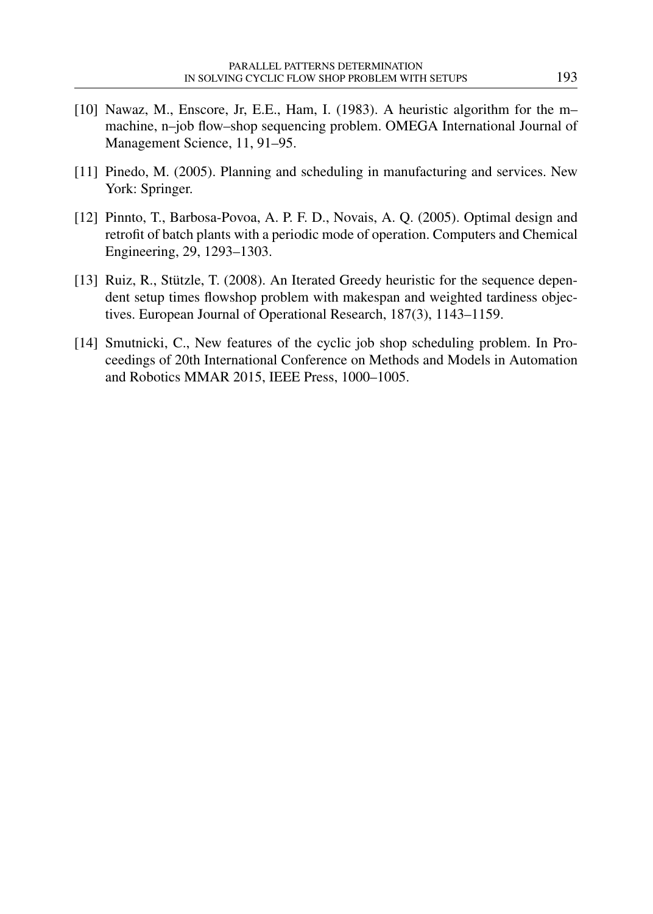[10] Nawaz, M., Enscore, Jr, E.E., Ham, I. (1983). A heuristic algorithm for the m–machine, n–job flow–shop sequencing problem. OMEGA International Journal of Management Science, 11, 91–95.

[11] Pinedo, M. (2005). Planning and scheduling in manufacturing and services. New York: Springer.

[12] Pinnto, T., Barbosa-Povoa, A. P. F. D., Novais, A. Q. (2005). Optimal design and retrofit of batch plants with a periodic mode of operation. Computers and Chemical Engineering, 29, 1293–1303.

[13] Ruiz, R., Stützle, T. (2008). An Iterated Greedy heuristic for the sequence dependent setup times flowshop problem with makespan and weighted tardiness objectives. European Journal of Operational Research, 187(3), 1143–1159.

[14] Smutnicki, C., New features of the cyclic job shop scheduling problem. In Proceedings of 20th International Conference on Methods and Models in Automation and Robotics MMAR 2015, IEEE Press, 1000–1005.